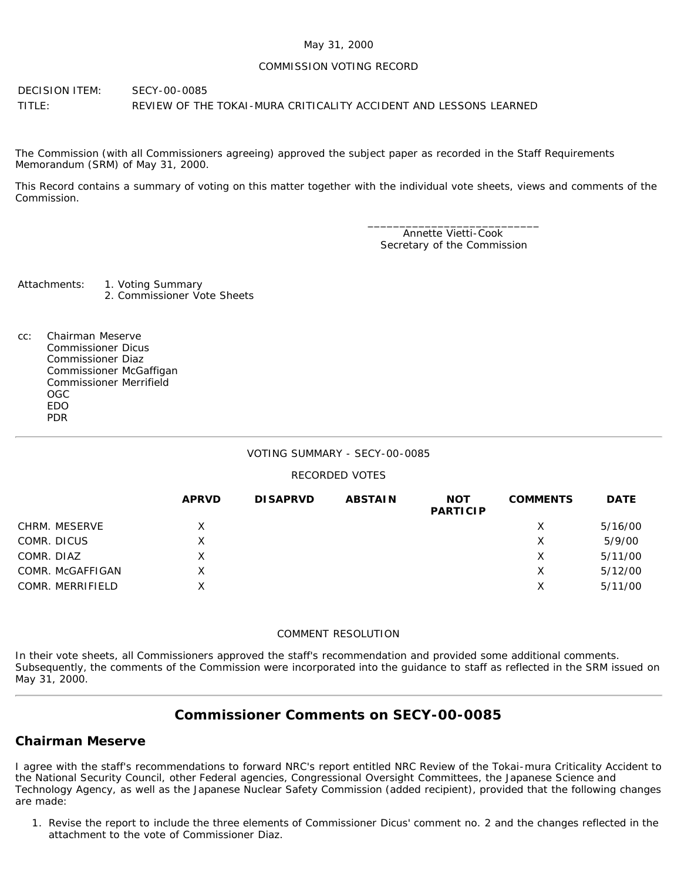May 31, 2000

COMMISSION VOTING RECORD

DECISION ITEM: SECY-00-0085

TITLE: REVIEW OF THE TOKAI-MURA CRITICALITY ACCIDENT AND LESSONS LEARNED

The Commission (with all Commissioners agreeing) approved the subject paper as recorded in the Staff Requirements Memorandum (SRM) of May 31, 2000.

This Record contains a summary of voting on this matter together with the individual vote sheets, views and comments of the Commission.

\_\_\_\_\_\_\_\_\_\_\_\_\_\_\_\_\_\_\_\_\_\_\_\_\_\_\_\_
Annette Vietti-Cook
Secretary of the Commission

Attachments:
1. Voting Summary
2. Commissioner Vote Sheets

cc: Chairman Meserve
Commissioner Dicus
Commissioner Diaz
Commissioner McGaffigan
Commissioner Merrifield
OGC
EDO
PDR

---

VOTING SUMMARY - SECY-00-0085

RECORDED VOTES

| | APRVD | DISAPRVD | ABSTAIN | NOT PARTICIP | COMMENTS | DATE |
|---|---|---|---|---|---|---|
| CHRM. MESERVE | X | | | | X | 5/16/00 |
| COMR. DICUS | X | | | | X | 5/9/00 |
| COMR. DIAZ | X | | | | X | 5/11/00 |
| COMR. McGAFFIGAN | X | | | | X | 5/12/00 |
| COMR. MERRIFIELD | X | | | | X | 5/11/00 |

COMMENT RESOLUTION

In their vote sheets, all Commissioners approved the staff's recommendation and provided some additional comments. Subsequently, the comments of the Commission were incorporated into the guidance to staff as reflected in the SRM issued on May 31, 2000.

---

# Commissioner Comments on SECY-00-0085

## Chairman Meserve

I agree with the staff's recommendations to forward NRC's report entitled NRC Review of the Tokai-mura Criticality Accident to the National Security Council, other Federal agencies, Congressional Oversight Committees, the Japanese Science and Technology Agency, as well as the Japanese Nuclear Safety Commission (added recipient), provided that the following changes are made:

1. Revise the report to include the three elements of Commissioner Dicus' comment no. 2 and the changes reflected in the attachment to the vote of Commissioner Diaz.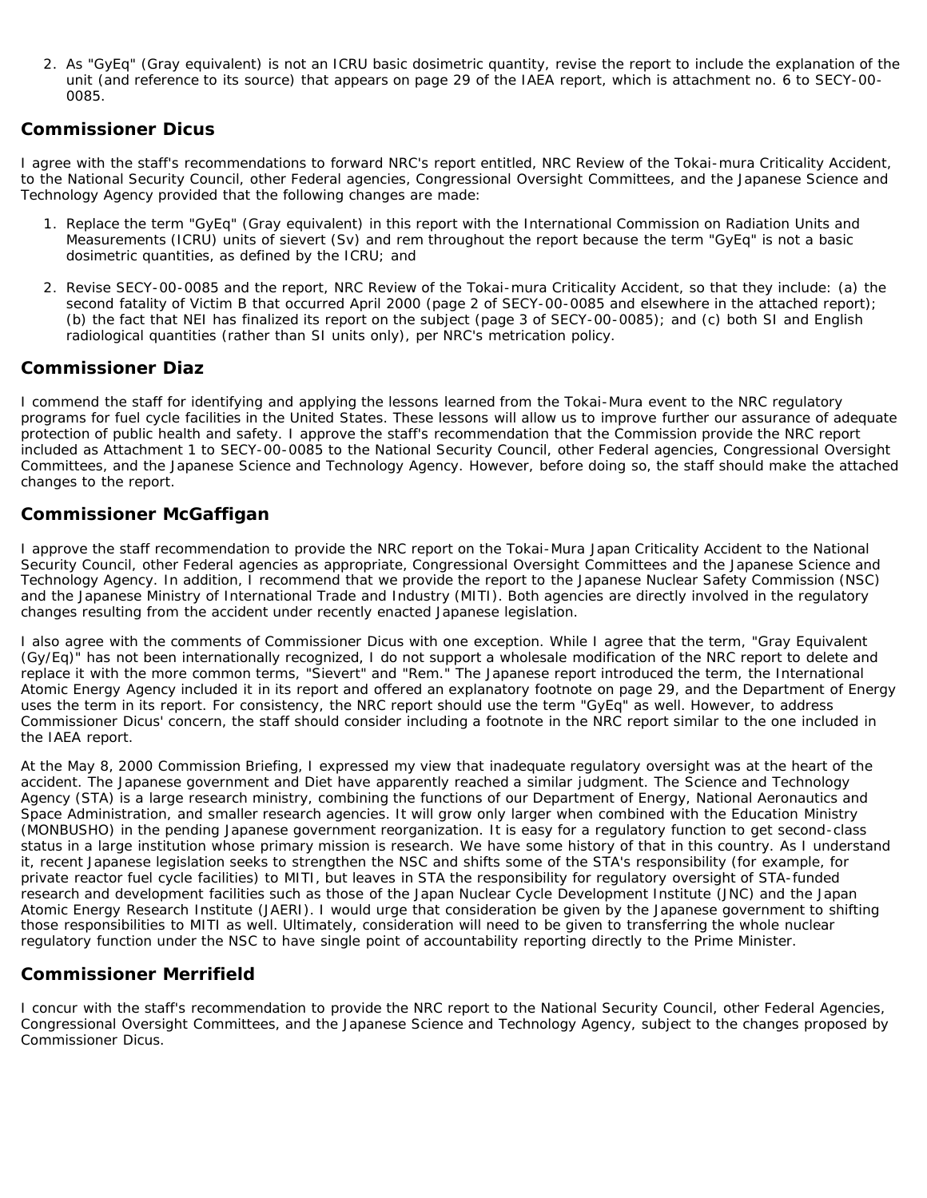2. As "GyEq" (Gray equivalent) is not an ICRU basic dosimetric quantity, revise the report to include the explanation of the unit (and reference to its source) that appears on page 29 of the IAEA report, which is attachment no. 6 to SECY-00-0085.

## Commissioner Dicus

I agree with the staff's recommendations to forward NRC's report entitled, NRC Review of the Tokai-mura Criticality Accident, to the National Security Council, other Federal agencies, Congressional Oversight Committees, and the Japanese Science and Technology Agency provided that the following changes are made:

1. Replace the term "GyEq" (Gray equivalent) in this report with the International Commission on Radiation Units and Measurements (ICRU) units of sievert (Sv) and rem throughout the report because the term "GyEq" is not a basic dosimetric quantities, as defined by the ICRU; and

2. Revise SECY-00-0085 and the report, NRC Review of the Tokai-mura Criticality Accident, so that they include: (a) the second fatality of Victim B that occurred April 2000 (page 2 of SECY-00-0085 and elsewhere in the attached report); (b) the fact that NEI has finalized its report on the subject (page 3 of SECY-00-0085); and (c) both SI and English radiological quantities (rather than SI units only), per NRC's metrication policy.

## Commissioner Diaz

I commend the staff for identifying and applying the lessons learned from the Tokai-Mura event to the NRC regulatory programs for fuel cycle facilities in the United States. These lessons will allow us to improve further our assurance of adequate protection of public health and safety. I approve the staff's recommendation that the Commission provide the NRC report included as Attachment 1 to SECY-00-0085 to the National Security Council, other Federal agencies, Congressional Oversight Committees, and the Japanese Science and Technology Agency. However, before doing so, the staff should make the attached changes to the report.

## Commissioner McGaffigan

I approve the staff recommendation to provide the NRC report on the Tokai-Mura Japan Criticality Accident to the National Security Council, other Federal agencies as appropriate, Congressional Oversight Committees and the Japanese Science and Technology Agency. In addition, I recommend that we provide the report to the Japanese Nuclear Safety Commission (NSC) and the Japanese Ministry of International Trade and Industry (MITI). Both agencies are directly involved in the regulatory changes resulting from the accident under recently enacted Japanese legislation.

I also agree with the comments of Commissioner Dicus with one exception. While I agree that the term, "Gray Equivalent (Gy/Eq)" has not been internationally recognized, I do not support a wholesale modification of the NRC report to delete and replace it with the more common terms, "Sievert" and "Rem." The Japanese report introduced the term, the International Atomic Energy Agency included it in its report and offered an explanatory footnote on page 29, and the Department of Energy uses the term in its report. For consistency, the NRC report should use the term "GyEq" as well. However, to address Commissioner Dicus' concern, the staff should consider including a footnote in the NRC report similar to the one included in the IAEA report.

At the May 8, 2000 Commission Briefing, I expressed my view that inadequate regulatory oversight was at the heart of the accident. The Japanese government and Diet have apparently reached a similar judgment. The Science and Technology Agency (STA) is a large research ministry, combining the functions of our Department of Energy, National Aeronautics and Space Administration, and smaller research agencies. It will grow only larger when combined with the Education Ministry (MONBUSHO) in the pending Japanese government reorganization. It is easy for a regulatory function to get second-class status in a large institution whose primary mission is research. We have some history of that in this country. As I understand it, recent Japanese legislation seeks to strengthen the NSC and shifts some of the STA's responsibility (for example, for private reactor fuel cycle facilities) to MITI, but leaves in STA the responsibility for regulatory oversight of STA-funded research and development facilities such as those of the Japan Nuclear Cycle Development Institute (JNC) and the Japan Atomic Energy Research Institute (JAERI). I would urge that consideration be given by the Japanese government to shifting those responsibilities to MITI as well. Ultimately, consideration will need to be given to transferring the whole nuclear regulatory function under the NSC to have single point of accountability reporting directly to the Prime Minister.

## Commissioner Merrifield

I concur with the staff's recommendation to provide the NRC report to the National Security Council, other Federal Agencies, Congressional Oversight Committees, and the Japanese Science and Technology Agency, subject to the changes proposed by Commissioner Dicus.